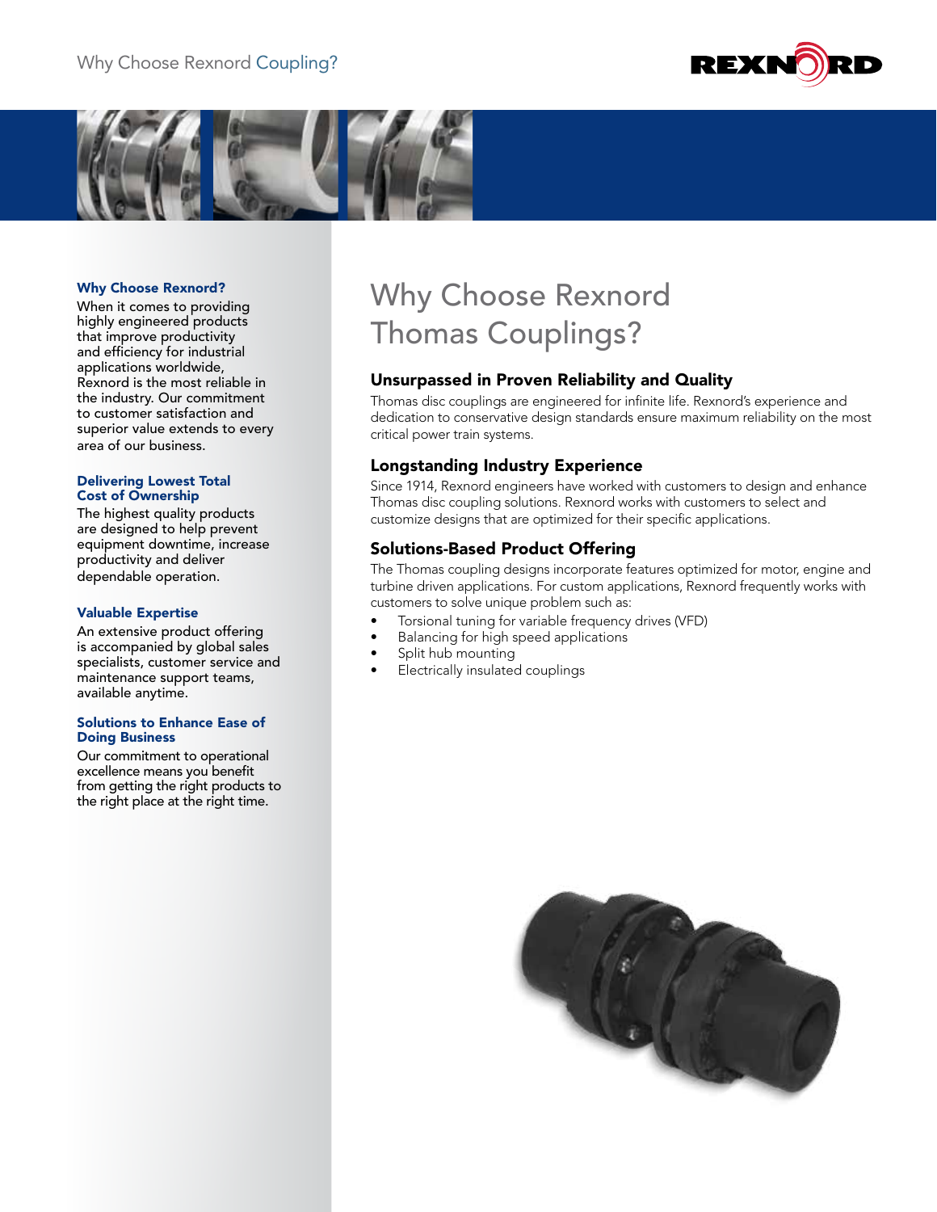# Why Choose Rexnord Thomas Couplings?

## Unsurpassed in Proven Reliability and Quality

Thomas disc couplings are engineered for infinite life. Rexnord's experience and dedication to conservative design standards ensure maximum reliability on the most critical power train systems.

## Longstanding Industry Experience

Since 1914, Rexnord engineers have worked with customers to design and enhance Thomas disc coupling solutions. Rexnord works with customers to select and customize designs that are optimized for their specific applications.

## Solutions-Based Product Offering

The Thomas coupling designs incorporate features optimized for motor, engine and turbine driven applications. For custom applications, Rexnord frequently works with customers to solve unique problem such as:

- Torsional tuning for variable frequency drives (VFD)
- Balancing for high speed applications
- Split hub mounting
- Electrically insulated couplings

### Why Choose Rexnord?

When it comes to providing highly engineered products that improve productivity and efficiency for industrial applications worldwide, Rexnord is the most reliable in the industry. Our commitment to customer satisfaction and superior value extends to every area of our business.

### Delivering Lowest Total Cost of Ownership

The highest quality products are designed to help prevent equipment downtime, increase productivity and deliver dependable operation.

### Valuable Expertise

An extensive product offering is accompanied by global sales specialists, customer service and maintenance support teams, available anytime.

### Solutions to Enhance Ease of Doing Business

Our commitment to operational excellence means you benefit from getting the right products to the right place at the right time.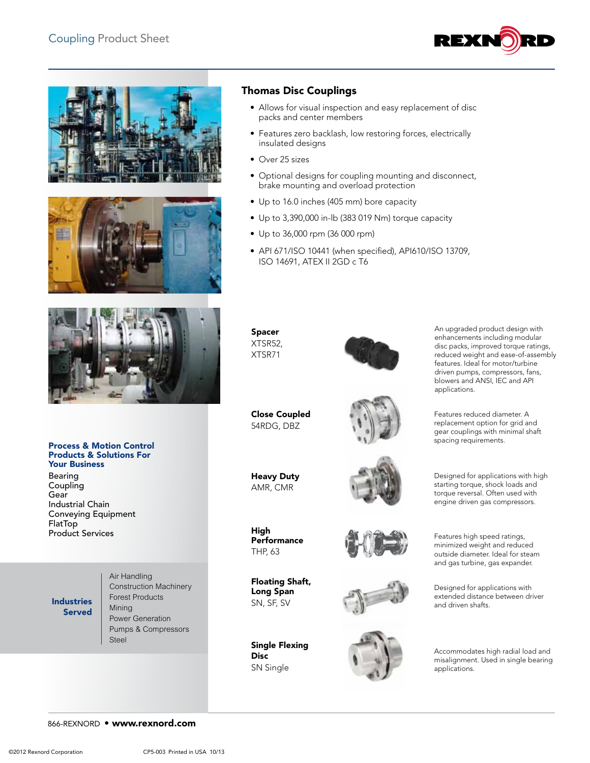## Thomas Disc Couplings

- Allows for visual inspection and easy replacement of disc packs and center members
- Features zero backlash, low restoring forces, electrically insulated designs
- Over 25 sizes
- Optional designs for coupling mounting and disconnect, brake mounting and overload protection
- Up to 16.0 inches (405 mm) bore capacity
- Up to 3,390,000 in-lb (383 019 Nm) torque capacity
- Up to 36,000 rpm (36 000 rpm)
- API 671/ISO 10441 (when specified), API610/ISO 13709, ISO 14691, ATEX II 2GD c T6

**Spacer**
XTSR52, XTSR71

An upgraded product design with enhancements including modular disc packs, improved torque ratings, reduced weight and ease-of-assembly features. Ideal for motor/turbine driven pumps, compressors, fans, blowers and ANSI, IEC and API applications.

**Close Coupled**
54RDG, DBZ

Features reduced diameter. A replacement option for grid and gear couplings with minimal shaft spacing requirements.

**Heavy Duty**
AMR, CMR

Designed for applications with high starting torque, shock loads and torque reversal. Often used with engine driven gas compressors.

**High Performance**
THP, 63

Features high speed ratings, minimized weight and reduced outside diameter. Ideal for steam and gas turbine, gas expander.

**Floating Shaft, Long Span**
SN, SF, SV

Designed for applications with extended distance between driver and driven shafts.

**Single Flexing Disc**
SN Single

Accommodates high radial load and misalignment. Used in single bearing applications.

**Process & Motion Control Products & Solutions For Your Business**

Bearing
Coupling
Gear
Industrial Chain
Conveying Equipment
FlatTop
Product Services

**Industries Served**

Air Handling
Construction Machinery
Forest Products
Mining
Power Generation
Pumps & Compressors
Steel

866-REXNORD • **www.rexnord.com**

©2012 Rexnord Corporation CP5-003 Printed in USA 10/13